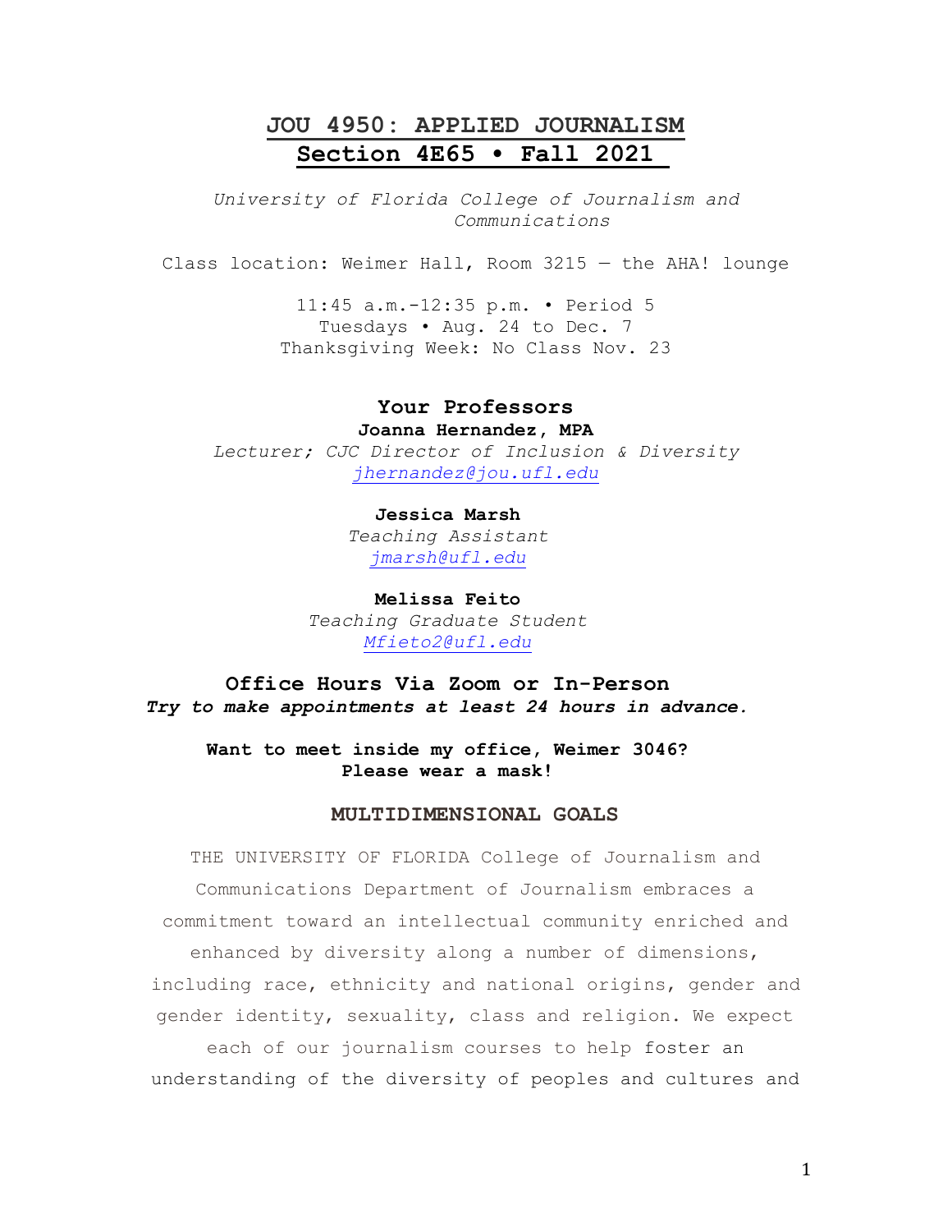# JOU 4950: APPLIED JOURNALISM
## Section 4E65 • Fall 2021

*University of Florida College of Journalism and Communications*

Class location: Weimer Hall, Room 3215 — the AHA! lounge

11:45 a.m.-12:35 p.m. • Period 5
Tuesdays • Aug. 24 to Dec. 7
Thanksgiving Week: No Class Nov. 23

### Your Professors

**Joanna Hernandez, MPA**
*Lecturer; CJC Director of Inclusion & Diversity*
*jhernandez@jou.ufl.edu*

**Jessica Marsh**
*Teaching Assistant*
*jmarsh@ufl.edu*

**Melissa Feito**
*Teaching Graduate Student*
*Mfieto2@ufl.edu*

### Office Hours Via Zoom or In-Person
***Try to make appointments at least 24 hours in advance.***

**Want to meet inside my office, Weimer 3046? Please wear a mask!**

### MULTIDIMENSIONAL GOALS

THE UNIVERSITY OF FLORIDA College of Journalism and Communications Department of Journalism embraces a commitment toward an intellectual community enriched and enhanced by diversity along a number of dimensions, including race, ethnicity and national origins, gender and gender identity, sexuality, class and religion. We expect each of our journalism courses to help foster an understanding of the diversity of peoples and cultures and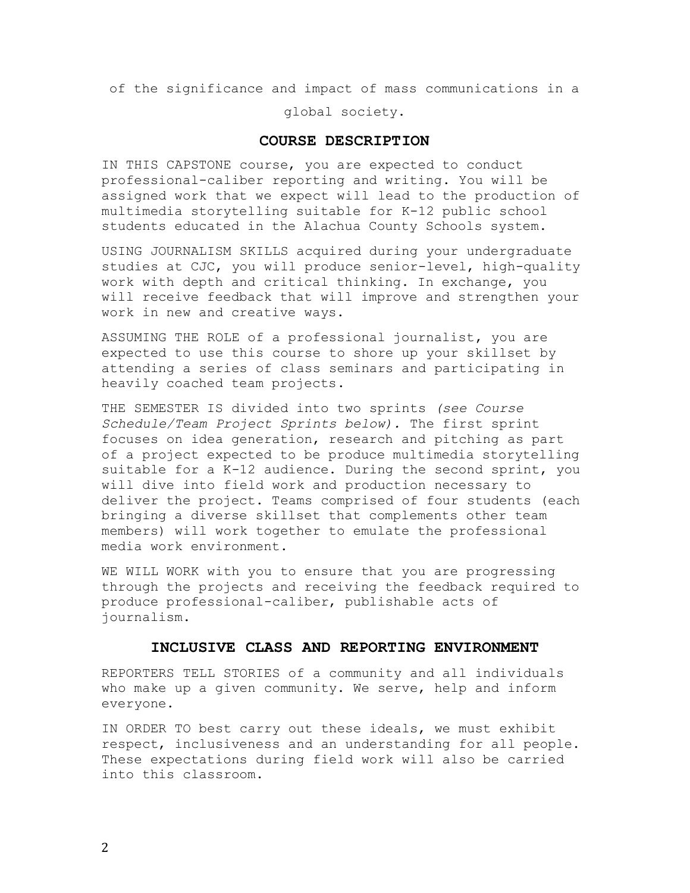of the significance and impact of mass communications in a global society.

## COURSE DESCRIPTION

IN THIS CAPSTONE course, you are expected to conduct professional-caliber reporting and writing. You will be assigned work that we expect will lead to the production of multimedia storytelling suitable for K-12 public school students educated in the Alachua County Schools system.

USING JOURNALISM SKILLS acquired during your undergraduate studies at CJC, you will produce senior-level, high-quality work with depth and critical thinking. In exchange, you will receive feedback that will improve and strengthen your work in new and creative ways.

ASSUMING THE ROLE of a professional journalist, you are expected to use this course to shore up your skillset by attending a series of class seminars and participating in heavily coached team projects.

THE SEMESTER IS divided into two sprints *(see Course Schedule/Team Project Sprints below).* The first sprint focuses on idea generation, research and pitching as part of a project expected to be produce multimedia storytelling suitable for a K-12 audience. During the second sprint, you will dive into field work and production necessary to deliver the project. Teams comprised of four students (each bringing a diverse skillset that complements other team members) will work together to emulate the professional media work environment.

WE WILL WORK with you to ensure that you are progressing through the projects and receiving the feedback required to produce professional-caliber, publishable acts of journalism.

## INCLUSIVE CLASS AND REPORTING ENVIRONMENT

REPORTERS TELL STORIES of a community and all individuals who make up a given community. We serve, help and inform everyone.

IN ORDER TO best carry out these ideals, we must exhibit respect, inclusiveness and an understanding for all people. These expectations during field work will also be carried into this classroom.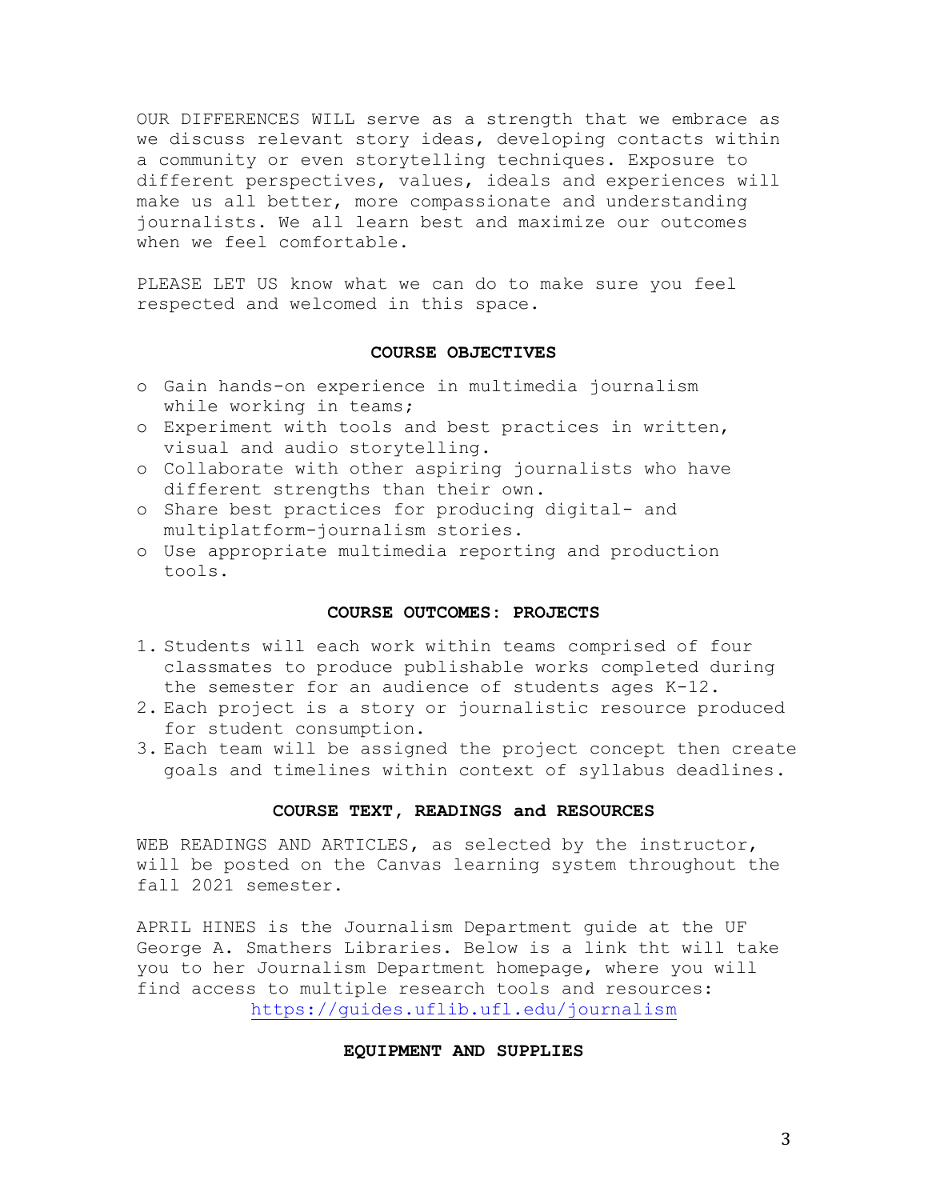OUR DIFFERENCES WILL serve as a strength that we embrace as we discuss relevant story ideas, developing contacts within a community or even storytelling techniques. Exposure to different perspectives, values, ideals and experiences will make us all better, more compassionate and understanding journalists. We all learn best and maximize our outcomes when we feel comfortable.

PLEASE LET US know what we can do to make sure you feel respected and welcomed in this space.

## COURSE OBJECTIVES

- Gain hands-on experience in multimedia journalism while working in teams;
- Experiment with tools and best practices in written, visual and audio storytelling.
- Collaborate with other aspiring journalists who have different strengths than their own.
- Share best practices for producing digital- and multiplatform-journalism stories.
- Use appropriate multimedia reporting and production tools.

## COURSE OUTCOMES: PROJECTS

1. Students will each work within teams comprised of four classmates to produce publishable works completed during the semester for an audience of students ages K-12.
2. Each project is a story or journalistic resource produced for student consumption.
3. Each team will be assigned the project concept then create goals and timelines within context of syllabus deadlines.

## COURSE TEXT, READINGS and RESOURCES

WEB READINGS AND ARTICLES, as selected by the instructor, will be posted on the Canvas learning system throughout the fall 2021 semester.

APRIL HINES is the Journalism Department guide at the UF George A. Smathers Libraries. Below is a link tht will take you to her Journalism Department homepage, where you will find access to multiple research tools and resources: https://guides.uflib.ufl.edu/journalism

## EQUIPMENT AND SUPPLIES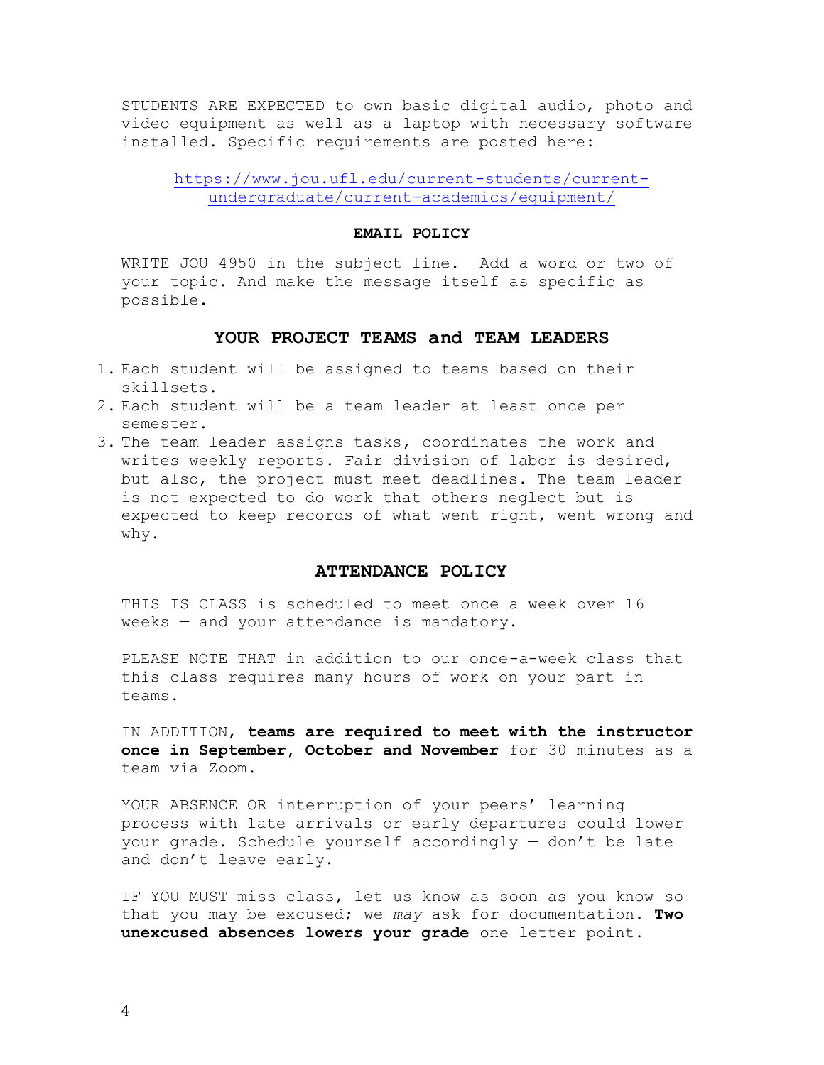STUDENTS ARE EXPECTED to own basic digital audio, photo and video equipment as well as a laptop with necessary software installed. Specific requirements are posted here:

https://www.jou.ufl.edu/current-students/current-undergraduate/current-academics/equipment/

## EMAIL POLICY

WRITE JOU 4950 in the subject line. Add a word or two of your topic. And make the message itself as specific as possible.

## YOUR PROJECT TEAMS and TEAM LEADERS

1. Each student will be assigned to teams based on their skillsets.
2. Each student will be a team leader at least once per semester.
3. The team leader assigns tasks, coordinates the work and writes weekly reports. Fair division of labor is desired, but also, the project must meet deadlines. The team leader is not expected to do work that others neglect but is expected to keep records of what went right, went wrong and why.

## ATTENDANCE POLICY

THIS IS CLASS is scheduled to meet once a week over 16 weeks — and your attendance is mandatory.

PLEASE NOTE THAT in addition to our once-a-week class that this class requires many hours of work on your part in teams.

IN ADDITION, **teams are required to meet with the instructor once in September, October and November** for 30 minutes as a team via Zoom.

YOUR ABSENCE OR interruption of your peers' learning process with late arrivals or early departures could lower your grade. Schedule yourself accordingly — don't be late and don't leave early.

IF YOU MUST miss class, let us know as soon as you know so that you may be excused; we *may* ask for documentation. **Two unexcused absences lowers your grade** one letter point.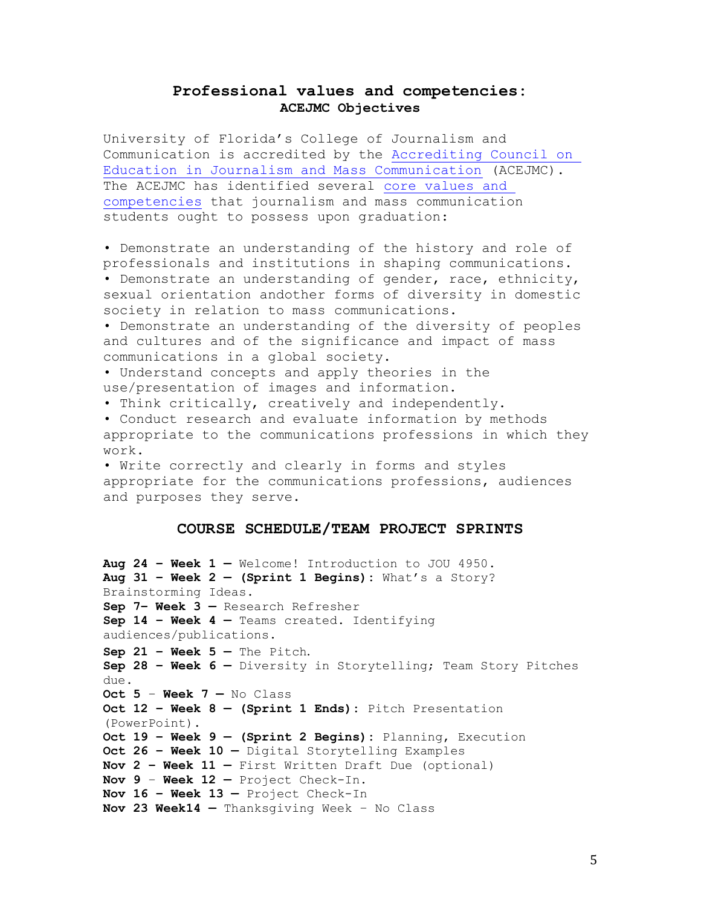## Professional values and competencies:

### ACEJMC Objectives

University of Florida’s College of Journalism and Communication is accredited by the [Accrediting Council on Education in Journalism and Mass Communication](#) (ACEJMC). The ACEJMC has identified several [core values and competencies](#) that journalism and mass communication students ought to possess upon graduation:

- Demonstrate an understanding of the history and role of professionals and institutions in shaping communications.
- Demonstrate an understanding of gender, race, ethnicity, sexual orientation andother forms of diversity in domestic society in relation to mass communications.
- Demonstrate an understanding of the diversity of peoples and cultures and of the significance and impact of mass communications in a global society.
- Understand concepts and apply theories in the use/presentation of images and information.
- Think critically, creatively and independently.
- Conduct research and evaluate information by methods appropriate to the communications professions in which they work.
- Write correctly and clearly in forms and styles appropriate for the communications professions, audiences and purposes they serve.

## COURSE SCHEDULE/TEAM PROJECT SPRINTS

**Aug 24 – Week 1 —** Welcome! Introduction to JOU 4950.
**Aug 31 – Week 2 — (Sprint 1 Begins):** What’s a Story? Brainstorming Ideas.
**Sep 7– Week 3 —** Research Refresher
**Sep 14 – Week 4 —** Teams created. Identifying audiences/publications.
**Sep 21 – Week 5 —** The Pitch.
**Sep 28 – Week 6 —** Diversity in Storytelling; Team Story Pitches due.
**Oct 5 – Week 7 —** No Class
**Oct 12 – Week 8 — (Sprint 1 Ends):** Pitch Presentation (PowerPoint).
**Oct 19 – Week 9 — (Sprint 2 Begins):** Planning, Execution
**Oct 26 – Week 10 —** Digital Storytelling Examples
**Nov 2 – Week 11 —** First Written Draft Due (optional)
**Nov 9 – Week 12 —** Project Check-In.
**Nov 16 – Week 13 —** Project Check-In
**Nov 23 Week14 —** Thanksgiving Week – No Class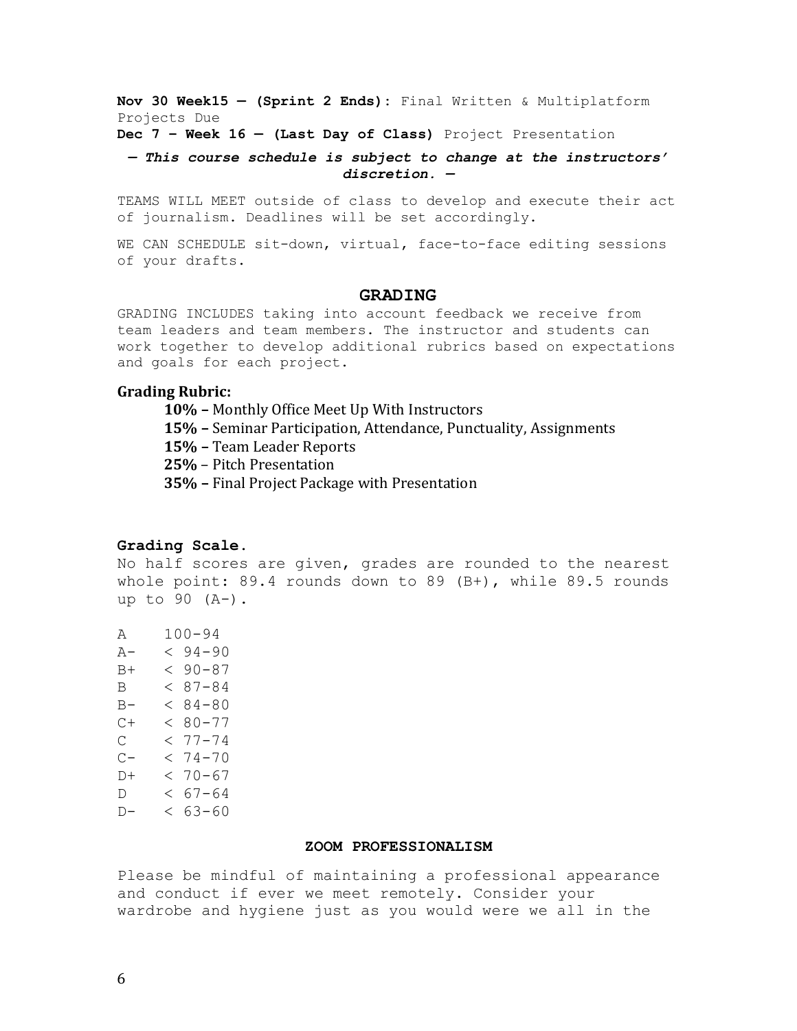**Nov 30 Week15 — (Sprint 2 Ends):** Final Written & Multiplatform Projects Due
**Dec 7 – Week 16 — (Last Day of Class)** Project Presentation

***— This course schedule is subject to change at the instructors' discretion. —***

TEAMS WILL MEET outside of class to develop and execute their act of journalism. Deadlines will be set accordingly.

WE CAN SCHEDULE sit-down, virtual, face-to-face editing sessions of your drafts.

## GRADING

GRADING INCLUDES taking into account feedback we receive from team leaders and team members. The instructor and students can work together to develop additional rubrics based on expectations and goals for each project.

**Grading Rubric:**

- **10% –** Monthly Office Meet Up With Instructors
- **15% –** Seminar Participation, Attendance, Punctuality, Assignments
- **15% –** Team Leader Reports
- **25%** – Pitch Presentation
- **35% –** Final Project Package with Presentation

**Grading Scale.**
No half scores are given, grades are rounded to the nearest whole point: 89.4 rounds down to 89 (B+), while 89.5 rounds up to 90 (A-).

| | |
|---|---|
| A | 100-94 |
| A- | < 94-90 |
| B+ | < 90-87 |
| B | < 87-84 |
| B- | < 84-80 |
| C+ | < 80-77 |
| C | < 77-74 |
| C- | < 74-70 |
| D+ | < 70-67 |
| D | < 67-64 |
| D- | < 63-60 |

**ZOOM PROFESSIONALISM**

Please be mindful of maintaining a professional appearance and conduct if ever we meet remotely. Consider your wardrobe and hygiene just as you would were we all in the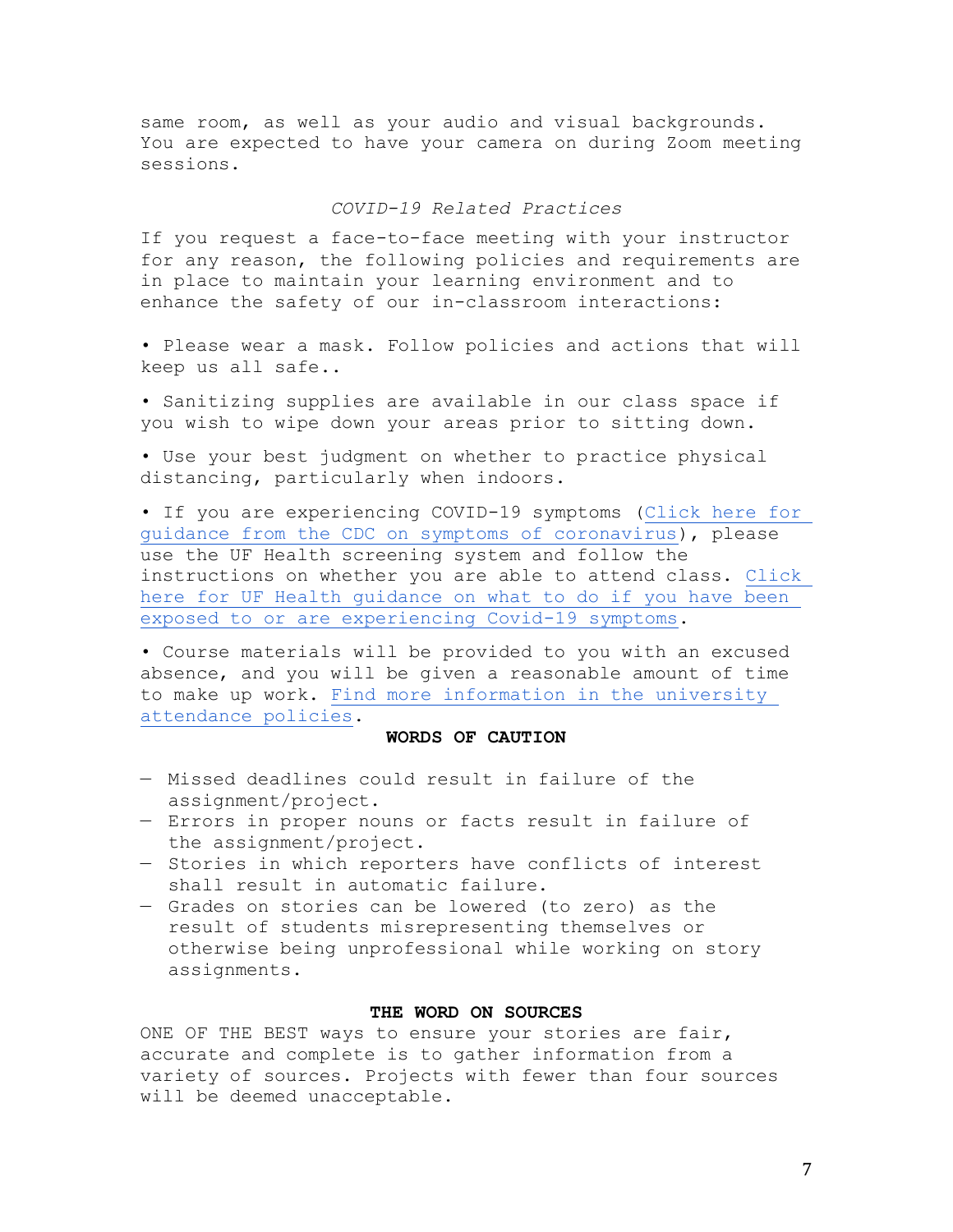same room, as well as your audio and visual backgrounds. You are expected to have your camera on during Zoom meeting sessions.

*COVID-19 Related Practices*

If you request a face-to-face meeting with your instructor for any reason, the following policies and requirements are in place to maintain your learning environment and to enhance the safety of our in-classroom interactions:

• Please wear a mask. Follow policies and actions that will keep us all safe..

• Sanitizing supplies are available in our class space if you wish to wipe down your areas prior to sitting down.

• Use your best judgment on whether to practice physical distancing, particularly when indoors.

• If you are experiencing COVID-19 symptoms (Click here for guidance from the CDC on symptoms of coronavirus), please use the UF Health screening system and follow the instructions on whether you are able to attend class. Click here for UF Health guidance on what to do if you have been exposed to or are experiencing Covid-19 symptoms.

• Course materials will be provided to you with an excused absence, and you will be given a reasonable amount of time to make up work. Find more information in the university attendance policies.

**WORDS OF CAUTION**

- Missed deadlines could result in failure of the assignment/project.
- Errors in proper nouns or facts result in failure of the assignment/project.
- Stories in which reporters have conflicts of interest shall result in automatic failure.
- Grades on stories can be lowered (to zero) as the result of students misrepresenting themselves or otherwise being unprofessional while working on story assignments.

**THE WORD ON SOURCES**

ONE OF THE BEST ways to ensure your stories are fair, accurate and complete is to gather information from a variety of sources. Projects with fewer than four sources will be deemed unacceptable.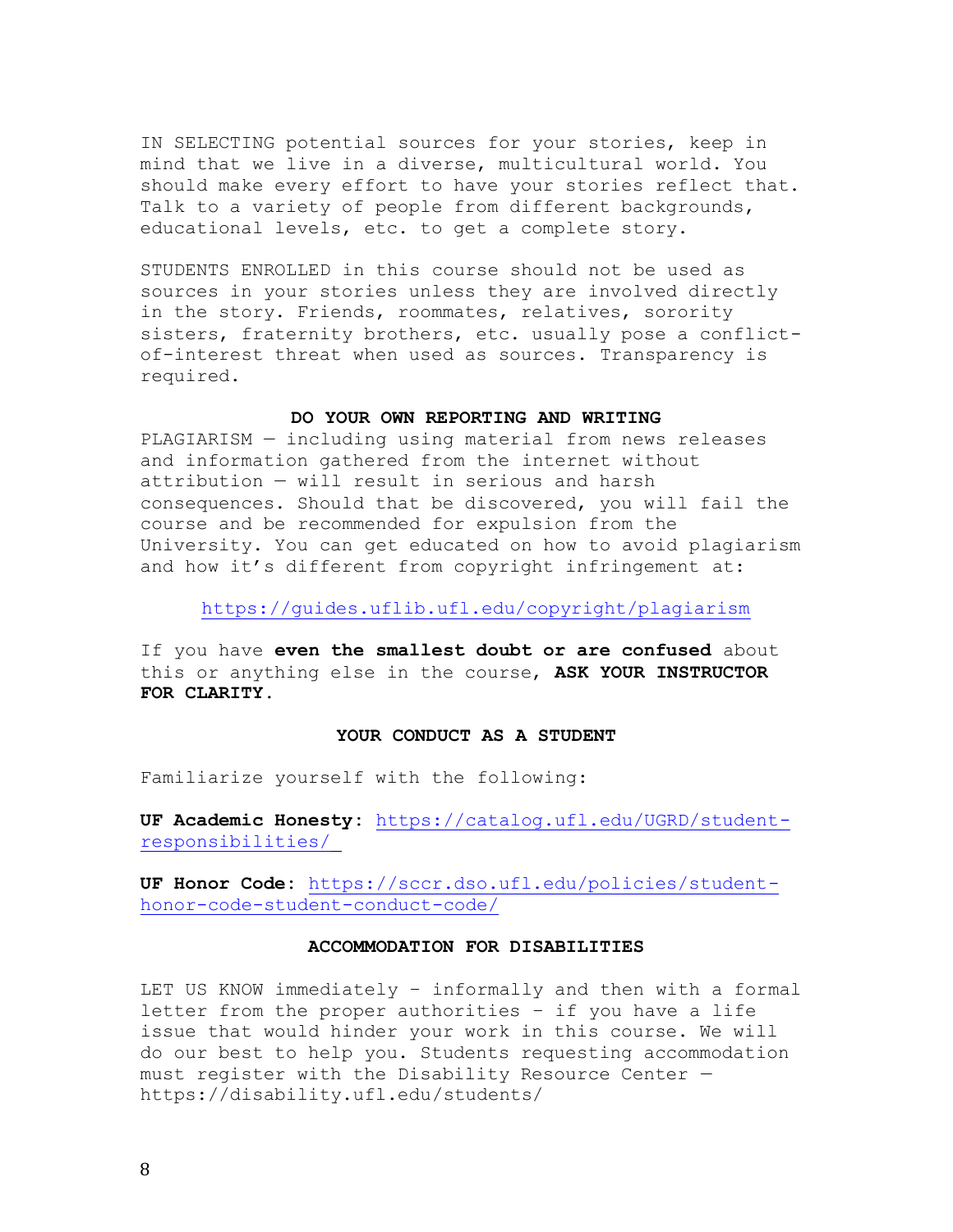IN SELECTING potential sources for your stories, keep in mind that we live in a diverse, multicultural world. You should make every effort to have your stories reflect that. Talk to a variety of people from different backgrounds, educational levels, etc. to get a complete story.

STUDENTS ENROLLED in this course should not be used as sources in your stories unless they are involved directly in the story. Friends, roommates, relatives, sorority sisters, fraternity brothers, etc. usually pose a conflict-of-interest threat when used as sources. Transparency is required.

## DO YOUR OWN REPORTING AND WRITING

PLAGIARISM — including using material from news releases and information gathered from the internet without attribution — will result in serious and harsh consequences. Should that be discovered, you will fail the course and be recommended for expulsion from the University. You can get educated on how to avoid plagiarism and how it's different from copyright infringement at:

https://guides.uflib.ufl.edu/copyright/plagiarism

If you have **even the smallest doubt or are confused** about this or anything else in the course, **ASK YOUR INSTRUCTOR FOR CLARITY.**

## YOUR CONDUCT AS A STUDENT

Familiarize yourself with the following:

**UF Academic Honesty**: https://catalog.ufl.edu/UGRD/student-responsibilities/

**UF Honor Code**: https://sccr.dso.ufl.edu/policies/student-honor-code-student-conduct-code/

## ACCOMMODATION FOR DISABILITIES

LET US KNOW immediately – informally and then with a formal letter from the proper authorities – if you have a life issue that would hinder your work in this course. We will do our best to help you. Students requesting accommodation must register with the Disability Resource Center — https://disability.ufl.edu/students/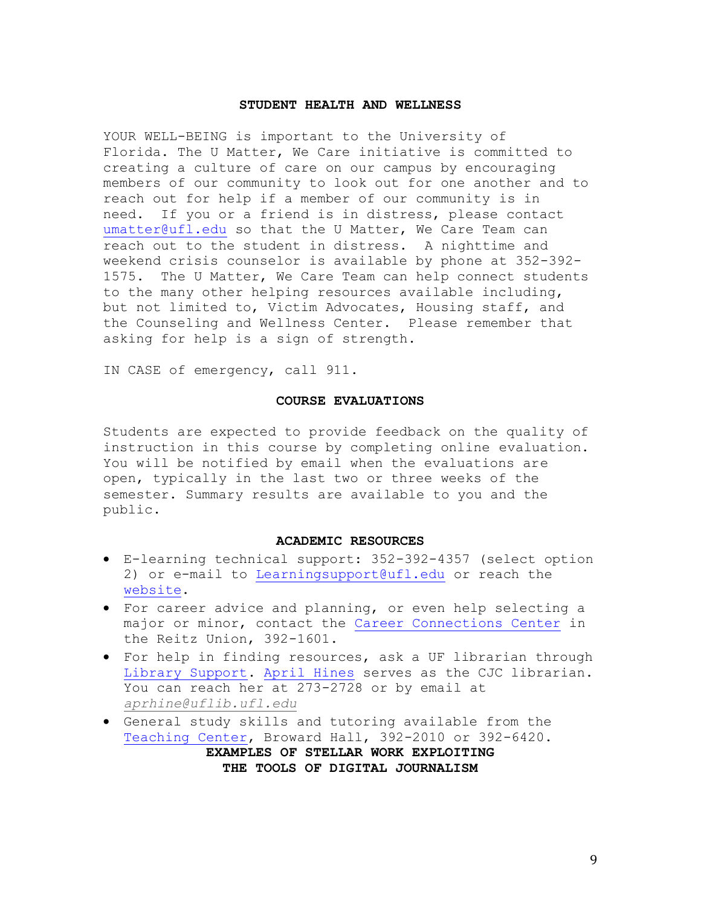## STUDENT HEALTH AND WELLNESS

YOUR WELL-BEING is important to the University of Florida. The U Matter, We Care initiative is committed to creating a culture of care on our campus by encouraging members of our community to look out for one another and to reach out for help if a member of our community is in need. If you or a friend is in distress, please contact umatter@ufl.edu so that the U Matter, We Care Team can reach out to the student in distress. A nighttime and weekend crisis counselor is available by phone at 352-392-1575. The U Matter, We Care Team can help connect students to the many other helping resources available including, but not limited to, Victim Advocates, Housing staff, and the Counseling and Wellness Center. Please remember that asking for help is a sign of strength.

IN CASE of emergency, call 911.

## COURSE EVALUATIONS

Students are expected to provide feedback on the quality of instruction in this course by completing online evaluation. You will be notified by email when the evaluations are open, typically in the last two or three weeks of the semester. Summary results are available to you and the public.

## ACADEMIC RESOURCES

- E-learning technical support: 352-392-4357 (select option 2) or e-mail to Learningsupport@ufl.edu or reach the website.
- For career advice and planning, or even help selecting a major or minor, contact the Career Connections Center in the Reitz Union, 392-1601.
- For help in finding resources, ask a UF librarian through Library Support. April Hines serves as the CJC librarian. You can reach her at 273-2728 or by email at *aprhine@uflib.ufl.edu*
- General study skills and tutoring available from the Teaching Center, Broward Hall, 392-2010 or 392-6420.

## EXAMPLES OF STELLAR WORK EXPLOITING THE TOOLS OF DIGITAL JOURNALISM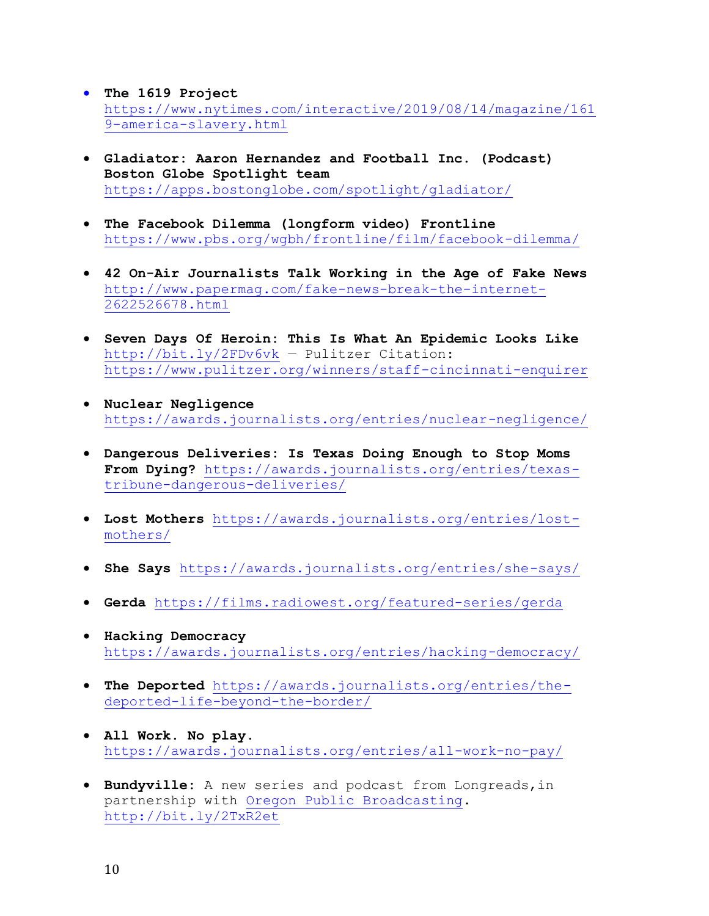- **The 1619 Project** https://www.nytimes.com/interactive/2019/08/14/magazine/1619-america-slavery.html

- **Gladiator: Aaron Hernandez and Football Inc. (Podcast) Boston Globe Spotlight team** https://apps.bostonglobe.com/spotlight/gladiator/

- **The Facebook Dilemma (longform video) Frontline** https://www.pbs.org/wgbh/frontline/film/facebook-dilemma/

- **42 On-Air Journalists Talk Working in the Age of Fake News** http://www.papermag.com/fake-news-break-the-internet-2622526678.html

- **Seven Days Of Heroin: This Is What An Epidemic Looks Like** http://bit.ly/2FDv6vk — Pulitzer Citation: https://www.pulitzer.org/winners/staff-cincinnati-enquirer

- **Nuclear Negligence** https://awards.journalists.org/entries/nuclear-negligence/

- **Dangerous Deliveries: Is Texas Doing Enough to Stop Moms From Dying?** https://awards.journalists.org/entries/texas-tribune-dangerous-deliveries/

- **Lost Mothers** https://awards.journalists.org/entries/lost-mothers/

- **She Says** https://awards.journalists.org/entries/she-says/

- **Gerda** https://films.radiowest.org/featured-series/gerda

- **Hacking Democracy** https://awards.journalists.org/entries/hacking-democracy/

- **The Deported** https://awards.journalists.org/entries/the-deported-life-beyond-the-border/

- **All Work. No play.** https://awards.journalists.org/entries/all-work-no-pay/

- **Bundyville:** A new series and podcast from Longreads,in partnership with Oregon Public Broadcasting. http://bit.ly/2TxR2et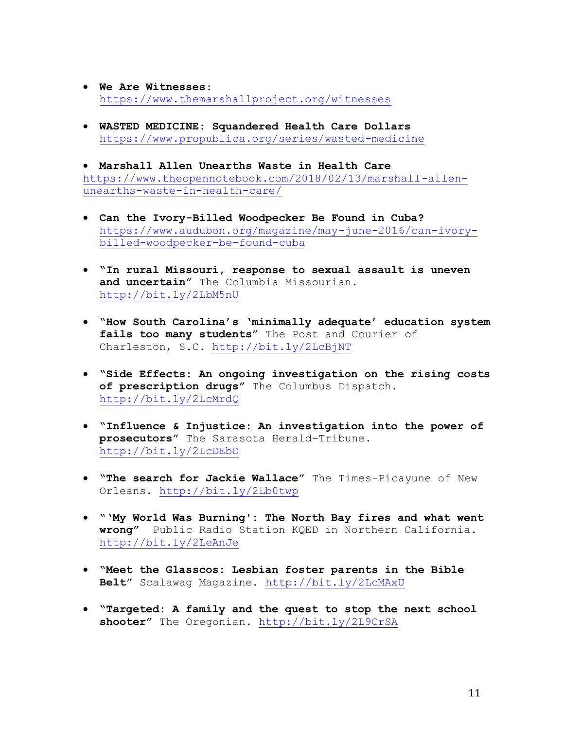- **We Are Witnesses:** https://www.themarshallproject.org/witnesses

- **WASTED MEDICINE: Squandered Health Care Dollars** https://www.propublica.org/series/wasted-medicine

- **Marshall Allen Unearths Waste in Health Care** https://www.theopennotebook.com/2018/02/13/marshall-allen-unearths-waste-in-health-care/

- **Can the Ivory-Billed Woodpecker Be Found in Cuba?** https://www.audubon.org/magazine/may-june-2016/can-ivory-billed-woodpecker-be-found-cuba

- **"In rural Missouri, response to sexual assault is uneven and uncertain"** The Columbia Missourian. http://bit.ly/2LbM5nU

- **"How South Carolina's 'minimally adequate' education system fails too many students"** The Post and Courier of Charleston, S.C. http://bit.ly/2LcBjNT

- **"Side Effects: An ongoing investigation on the rising costs of prescription drugs"** The Columbus Dispatch. http://bit.ly/2LcMrdQ

- **"Influence & Injustice: An investigation into the power of prosecutors"** The Sarasota Herald-Tribune. http://bit.ly/2LcDEbD

- **"The search for Jackie Wallace"** The Times-Picayune of New Orleans. http://bit.ly/2Lb0twp

- **"'My World Was Burning': The North Bay fires and what went wrong"** Public Radio Station KQED in Northern California. http://bit.ly/2LeAnJe

- **"Meet the Glasscos: Lesbian foster parents in the Bible Belt"** Scalawag Magazine. http://bit.ly/2LcMAxU

- **"Targeted: A family and the quest to stop the next school shooter"** The Oregonian. http://bit.ly/2L9CrSA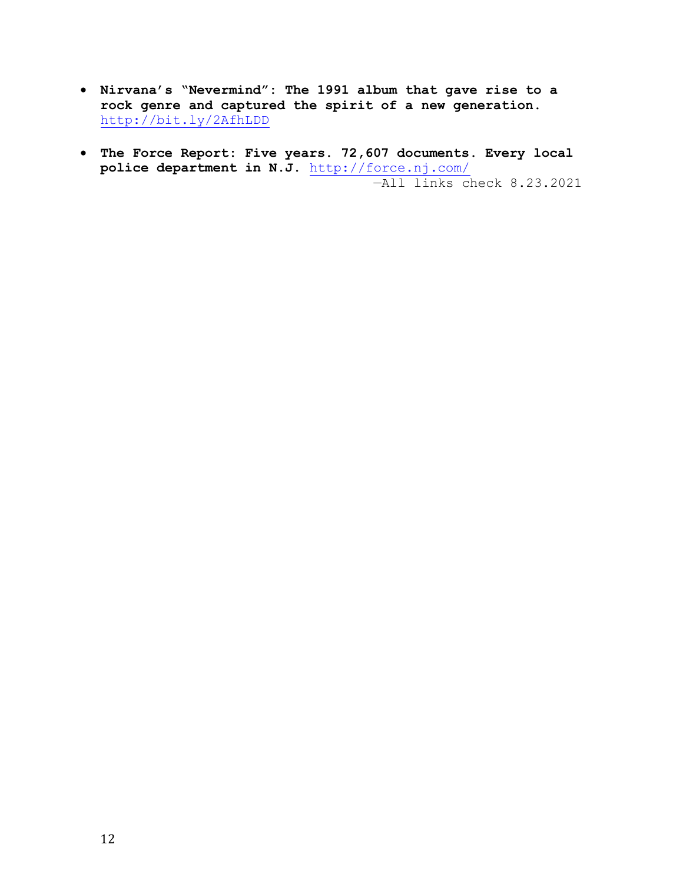- **Nirvana's "Nevermind": The 1991 album that gave rise to a rock genre and captured the spirit of a new generation.** http://bit.ly/2AfhLDD

- **The Force Report: Five years. 72,607 documents. Every local police department in N.J.** http://force.nj.com/

—All links check 8.23.2021